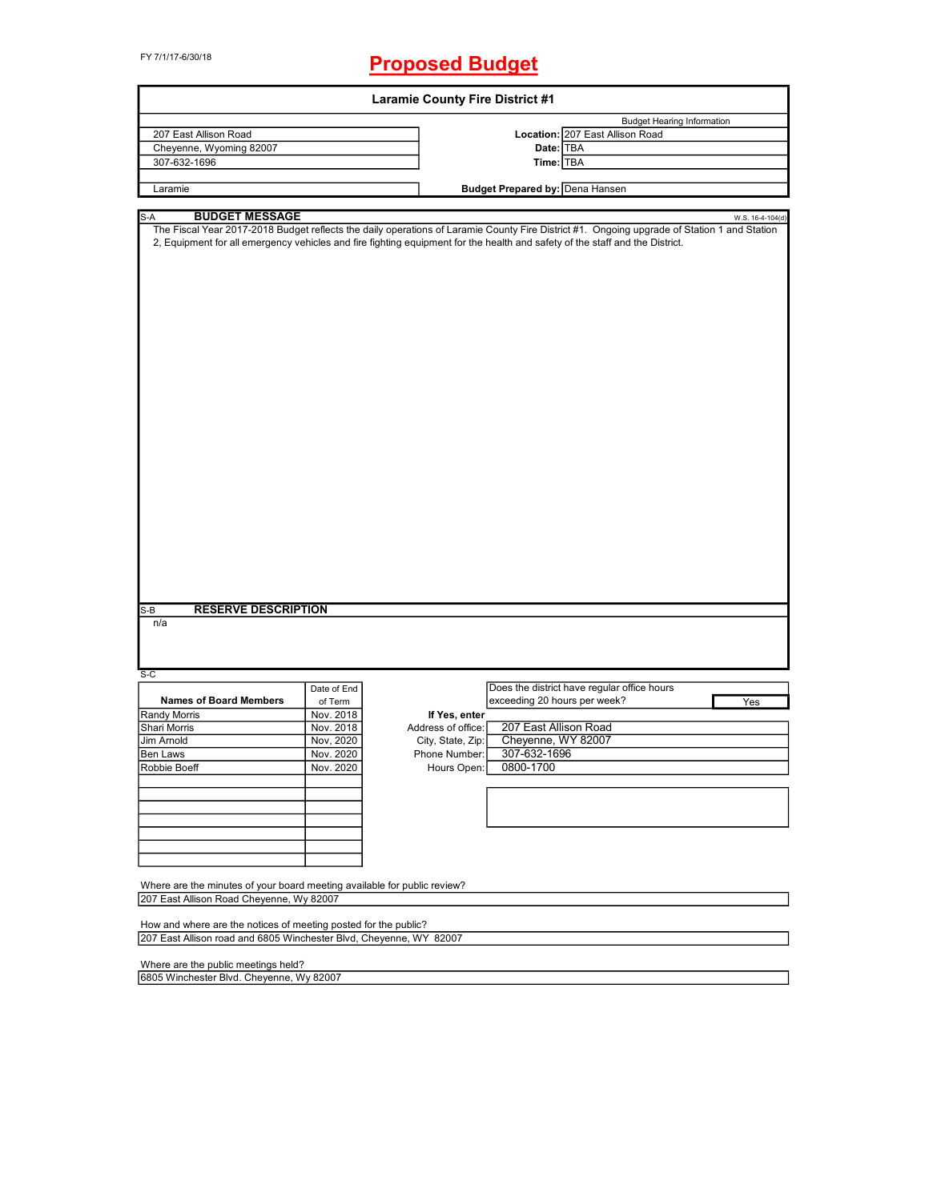FY 7/1/17-6/30/18

# Proposed Budget

## Laramie County Fire District #1

| | | |
|---|---|---|
| 207 East Allison Road | | Budget Hearing Information |
| Cheyenne, Wyoming 82007 | **Location:** | 207 East Allison Road |
| 307-632-1696 | **Date:** | TBA |
| | **Time:** | TBA |
| Laramie | **Budget Prepared by:** | Dena Hansen |

### S-A BUDGET MESSAGE

W.S. 16-4-104(d)

The Fiscal Year 2017-2018 Budget reflects the daily operations of Laramie County Fire District #1. Ongoing upgrade of Station 1 and Station 2, Equipment for all emergency vehicles and fire fighting equipment for the health and safety of the staff and the District.

### S-B RESERVE DESCRIPTION

n/a

### S-C

| Names of Board Members | Date of End of Term |
|---|---|
| Randy Morris | Nov. 2018 |
| Shari Morris | Nov. 2018 |
| Jim Arnold | Nov, 2020 |
| Ben Laws | Nov. 2020 |
| Robbie Boeff | Nov. 2020 |

Does the district have regular office hours exceeding 20 hours per week? Yes

**If Yes, enter**

| | |
|---|---|
| Address of office: | 207 East Allison Road |
| City, State, Zip: | Cheyenne, WY 82007 |
| Phone Number: | 307-632-1696 |
| Hours Open: | 0800-1700 |

Where are the minutes of your board meeting available for public review?
207 East Allison Road Cheyenne, Wy 82007

How and where are the notices of meeting posted for the public?
207 East Allison road and 6805 Winchester Blvd, Cheyenne, WY 82007

Where are the public meetings held?
6805 Winchester Blvd. Cheyenne, Wy 82007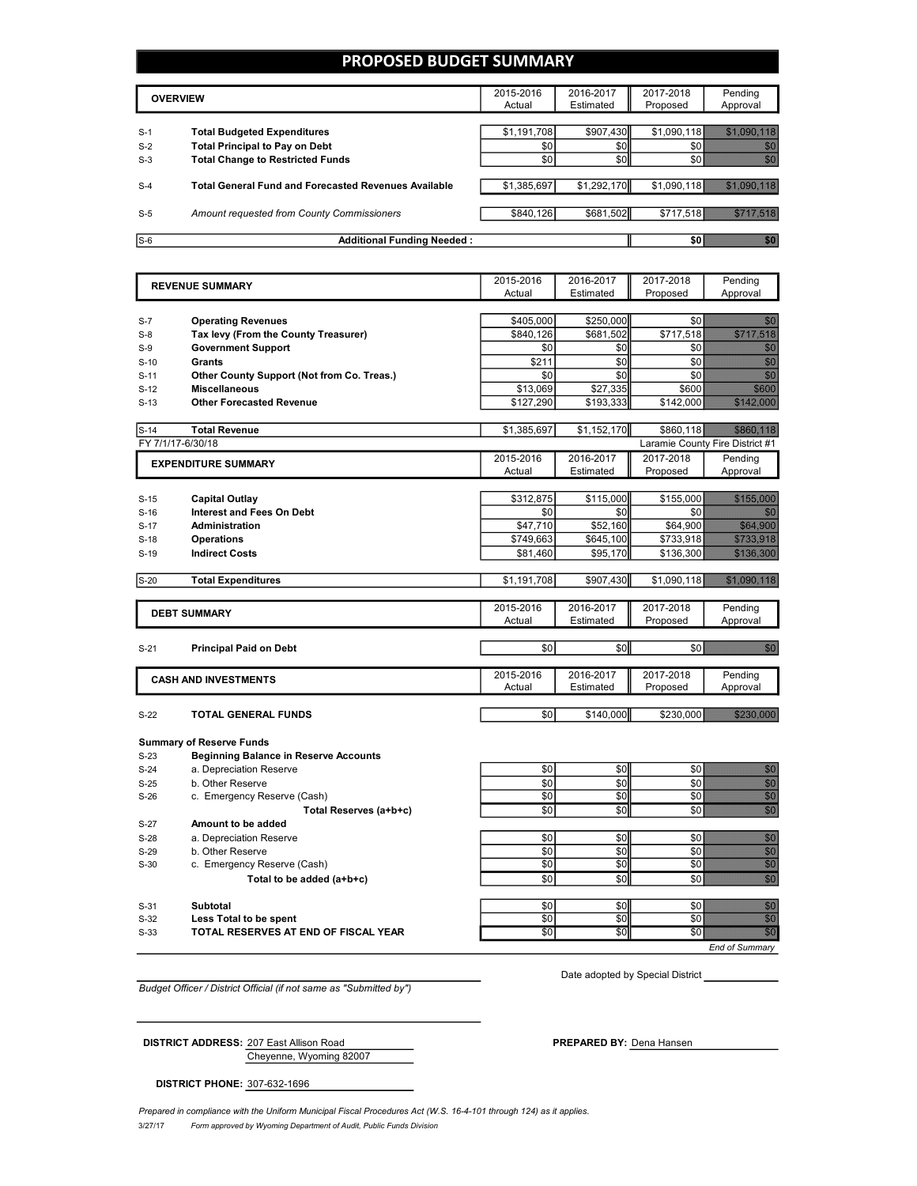# PROPOSED BUDGET SUMMARY

| | OVERVIEW | 2015-2016 Actual | 2016-2017 Estimated | 2017-2018 Proposed | Pending Approval |
|---|---|---|---|---|---|
| S-1 | **Total Budgeted Expenditures** | $1,191,708 | $907,430 | $1,090,118 | $1,090,118 |
| S-2 | **Total Principal to Pay on Debt** | $0 | $0 | $0 | $0 |
| S-3 | **Total Change to Restricted Funds** | $0 | $0 | $0 | $0 |
| S-4 | **Total General Fund and Forecasted Revenues Available** | $1,385,697 | $1,292,170 | $1,090,118 | $1,090,118 |
| S-5 | *Amount requested from County Commissioners* | $840,126 | $681,502 | $717,518 | $717,518 |
| S-6 | **Additional Funding Needed :** | | | $0 | $0 |

| | REVENUE SUMMARY | 2015-2016 Actual | 2016-2017 Estimated | 2017-2018 Proposed | Pending Approval |
|---|---|---|---|---|---|
| S-7 | **Operating Revenues** | $405,000 | $250,000 | $0 | $0 |
| S-8 | **Tax levy (From the County Treasurer)** | $840,126 | $681,502 | $717,518 | $717,518 |
| S-9 | **Government Support** | $0 | $0 | $0 | $0 |
| S-10 | **Grants** | $211 | $0 | $0 | $0 |
| S-11 | **Other County Support (Not from Co. Treas.)** | $0 | $0 | $0 | $0 |
| S-12 | **Miscellaneous** | $13,069 | $27,335 | $600 | $600 |
| S-13 | **Other Forecasted Revenue** | $127,290 | $193,333 | $142,000 | $142,000 |
| S-14 | **Total Revenue** | $1,385,697 | $1,152,170 | $860,118 | $860,118 |

FY 7/1/17-6/30/18 — Laramie County Fire District #1

| | EXPENDITURE SUMMARY | 2015-2016 Actual | 2016-2017 Estimated | 2017-2018 Proposed | Pending Approval |
|---|---|---|---|---|---|
| S-15 | **Capital Outlay** | $312,875 | $115,000 | $155,000 | $155,000 |
| S-16 | **Interest and Fees On Debt** | $0 | $0 | $0 | $0 |
| S-17 | **Administration** | $47,710 | $52,160 | $64,900 | $64,900 |
| S-18 | **Operations** | $749,663 | $645,100 | $733,918 | $733,918 |
| S-19 | **Indirect Costs** | $81,460 | $95,170 | $136,300 | $136,300 |
| S-20 | **Total Expenditures** | $1,191,708 | $907,430 | $1,090,118 | $1,090,118 |

| | DEBT SUMMARY | 2015-2016 Actual | 2016-2017 Estimated | 2017-2018 Proposed | Pending Approval |
|---|---|---|---|---|---|
| S-21 | **Principal Paid on Debt** | $0 | $0 | $0 | $0 |

| | CASH AND INVESTMENTS | 2015-2016 Actual | 2016-2017 Estimated | 2017-2018 Proposed | Pending Approval |
|---|---|---|---|---|---|
| S-22 | **TOTAL GENERAL FUNDS** | $0 | $140,000 | $230,000 | $230,000 |
| | **Summary of Reserve Funds** | | | | |
| S-23 | **Beginning Balance in Reserve Accounts** | | | | |
| S-24 | a. Depreciation Reserve | $0 | $0 | $0 | $0 |
| S-25 | b. Other Reserve | $0 | $0 | $0 | $0 |
| S-26 | c. Emergency Reserve (Cash) | $0 | $0 | $0 | $0 |
| | **Total Reserves (a+b+c)** | $0 | $0 | $0 | $0 |
| S-27 | **Amount to be added** | | | | |
| S-28 | a. Depreciation Reserve | $0 | $0 | $0 | $0 |
| S-29 | b. Other Reserve | $0 | $0 | $0 | $0 |
| S-30 | c. Emergency Reserve (Cash) | $0 | $0 | $0 | $0 |
| | **Total to be added (a+b+c)** | $0 | $0 | $0 | $0 |
| S-31 | **Subtotal** | $0 | $0 | $0 | $0 |
| S-32 | **Less Total to be spent** | $0 | $0 | $0 | $0 |
| S-33 | **TOTAL RESERVES AT END OF FISCAL YEAR** | $0 | $0 | $0 | $0 |

*End of Summary*

*Budget Officer / District Official (if not same as "Submitted by")*

Date adopted by Special District

**DISTRICT ADDRESS:** 207 East Allison Road
Cheyenne, Wyoming 82007

**PREPARED BY:** Dena Hansen

**DISTRICT PHONE:** 307-632-1696

*Prepared in compliance with the Uniform Municipal Fiscal Procedures Act (W.S. 16-4-101 through 124) as it applies.*

3/27/17 *Form approved by Wyoming Department of Audit, Public Funds Division*